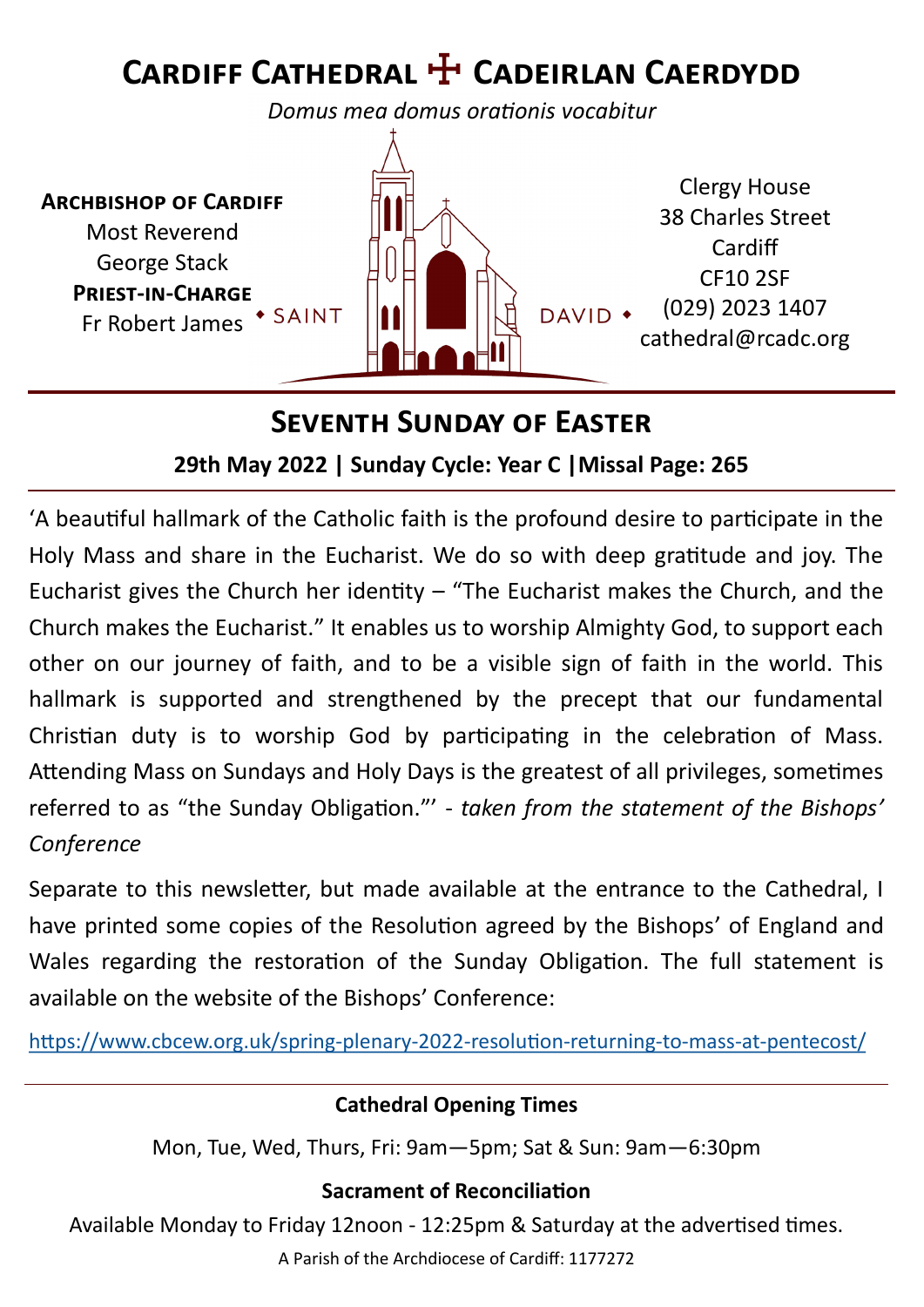# Cardiff Cathedral ☩ Cadeirlan Caerdydd

*Domus mea domus orationis vocabitur*

**Archbishop of Cardiff**
Most Reverend
George Stack
**Priest-in-Charge**
Fr Robert James

◆ SAINT DAVID ◆

Clergy House
38 Charles Street
Cardiff
CF10 2SF
(029) 2023 1407
cathedral@rcadc.org

## Seventh Sunday of Easter

**29th May 2022 | Sunday Cycle: Year C |Missal Page: 265**

'A beautiful hallmark of the Catholic faith is the profound desire to participate in the Holy Mass and share in the Eucharist. We do so with deep gratitude and joy. The Eucharist gives the Church her identity – "The Eucharist makes the Church, and the Church makes the Eucharist." It enables us to worship Almighty God, to support each other on our journey of faith, and to be a visible sign of faith in the world. This hallmark is supported and strengthened by the precept that our fundamental Christian duty is to worship God by participating in the celebration of Mass. Attending Mass on Sundays and Holy Days is the greatest of all privileges, sometimes referred to as "the Sunday Obligation."' - *taken from the statement of the Bishops' Conference*

Separate to this newsletter, but made available at the entrance to the Cathedral, I have printed some copies of the Resolution agreed by the Bishops' of England and Wales regarding the restoration of the Sunday Obligation. The full statement is available on the website of the Bishops' Conference:

https://www.cbcew.org.uk/spring-plenary-2022-resolution-returning-to-mass-at-pentecost/

**Cathedral Opening Times**

Mon, Tue, Wed, Thurs, Fri: 9am—5pm; Sat & Sun: 9am—6:30pm

**Sacrament of Reconciliation**

Available Monday to Friday 12noon - 12:25pm & Saturday at the advertised times.

A Parish of the Archdiocese of Cardiff: 1177272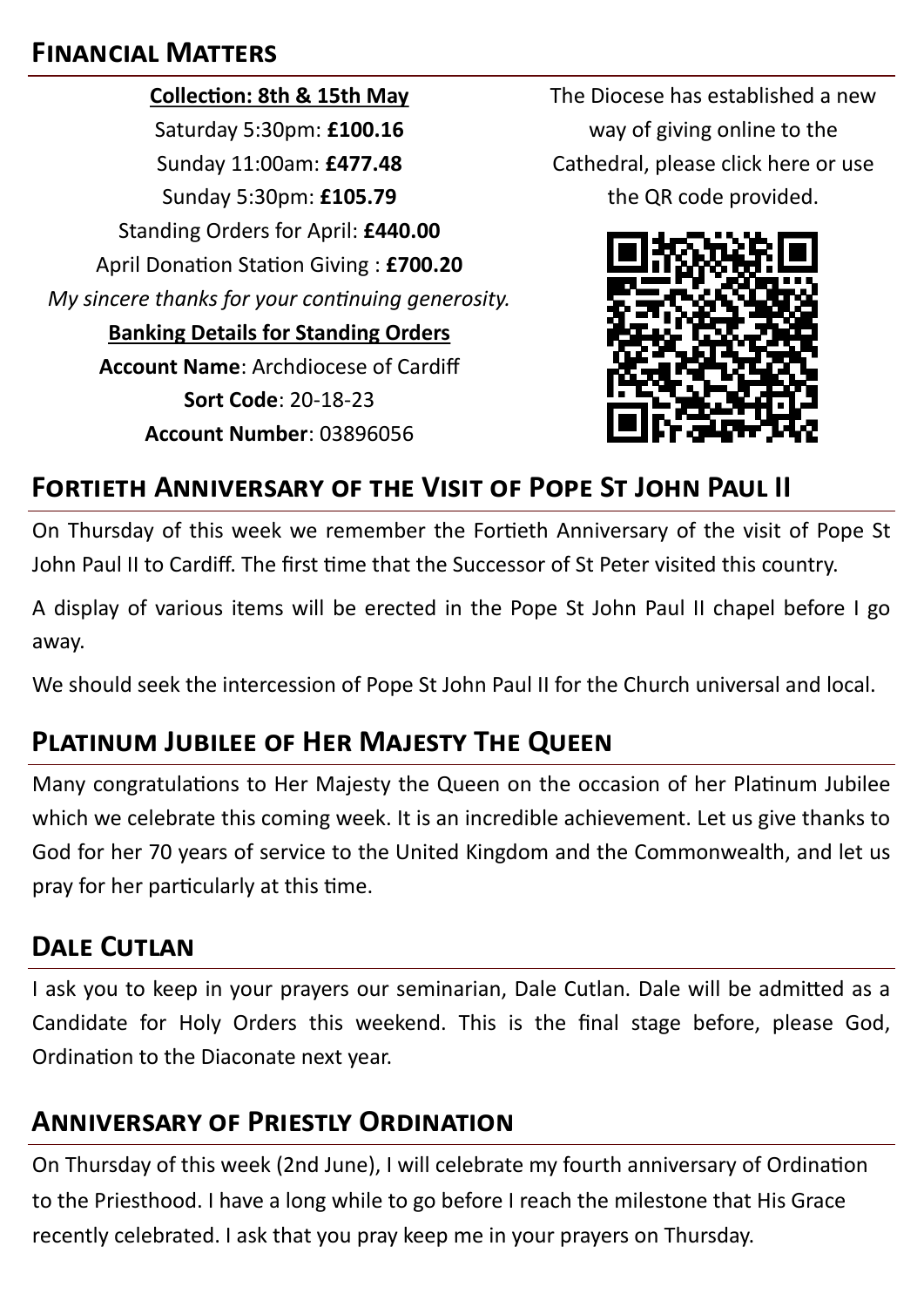## Financial Matters

**Collection: 8th & 15th May**

Saturday 5:30pm: **£100.16**

Sunday 11:00am: **£477.48**

Sunday 5:30pm: **£105.79**

Standing Orders for April: **£440.00**

April Donation Station Giving : **£700.20**

*My sincere thanks for your continuing generosity.*

**Banking Details for Standing Orders**

**Account Name**: Archdiocese of Cardiff

**Sort Code**: 20-18-23

**Account Number**: 03896056

The Diocese has established a new way of giving online to the Cathedral, please click here or use the QR code provided.

## Fortieth Anniversary of the Visit of Pope St John Paul II

On Thursday of this week we remember the Fortieth Anniversary of the visit of Pope St John Paul II to Cardiff. The first time that the Successor of St Peter visited this country.

A display of various items will be erected in the Pope St John Paul II chapel before I go away.

We should seek the intercession of Pope St John Paul II for the Church universal and local.

## Platinum Jubilee of Her Majesty The Queen

Many congratulations to Her Majesty the Queen on the occasion of her Platinum Jubilee which we celebrate this coming week. It is an incredible achievement. Let us give thanks to God for her 70 years of service to the United Kingdom and the Commonwealth, and let us pray for her particularly at this time.

## Dale Cutlan

I ask you to keep in your prayers our seminarian, Dale Cutlan. Dale will be admitted as a Candidate for Holy Orders this weekend. This is the final stage before, please God, Ordination to the Diaconate next year.

## Anniversary of Priestly Ordination

On Thursday of this week (2nd June), I will celebrate my fourth anniversary of Ordination to the Priesthood. I have a long while to go before I reach the milestone that His Grace recently celebrated. I ask that you pray keep me in your prayers on Thursday.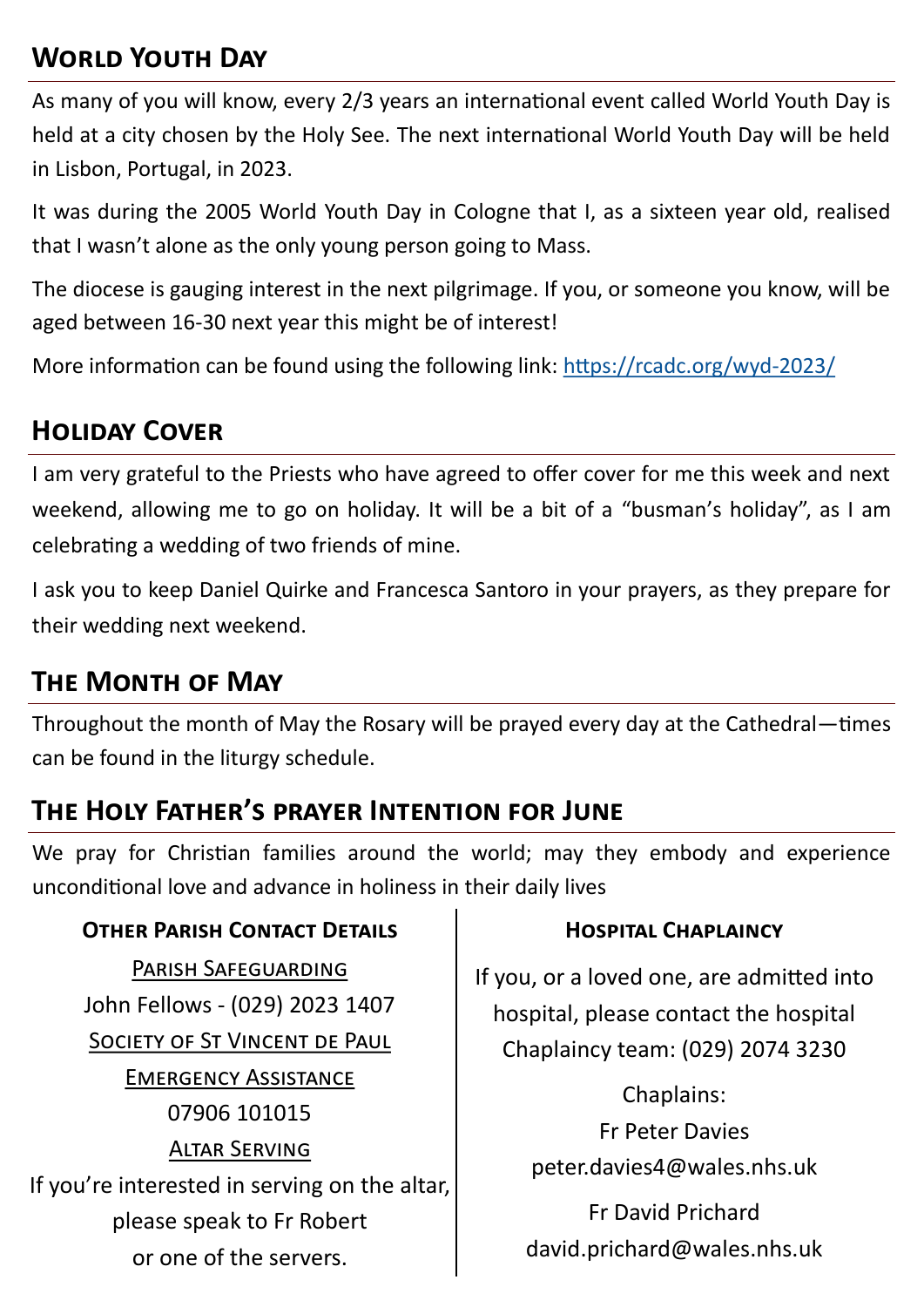## World Youth Day

As many of you will know, every 2/3 years an international event called World Youth Day is held at a city chosen by the Holy See. The next international World Youth Day will be held in Lisbon, Portugal, in 2023.

It was during the 2005 World Youth Day in Cologne that I, as a sixteen year old, realised that I wasn't alone as the only young person going to Mass.

The diocese is gauging interest in the next pilgrimage. If you, or someone you know, will be aged between 16-30 next year this might be of interest!

More information can be found using the following link: [https://rcadc.org/wyd-2023/](https://rcadc.org/wyd-2023/)

## Holiday Cover

I am very grateful to the Priests who have agreed to offer cover for me this week and next weekend, allowing me to go on holiday. It will be a bit of a "busman's holiday", as I am celebrating a wedding of two friends of mine.

I ask you to keep Daniel Quirke and Francesca Santoro in your prayers, as they prepare for their wedding next weekend.

## The Month of May

Throughout the month of May the Rosary will be prayed every day at the Cathedral—times can be found in the liturgy schedule.

## The Holy Father's prayer Intention for June

We pray for Christian families around the world; may they embody and experience unconditional love and advance in holiness in their daily lives

### Other Parish Contact Details

Parish Safeguarding

John Fellows - (029) 2023 1407

Society of St Vincent de Paul

Emergency Assistance

07906 101015

Altar Serving

If you're interested in serving on the altar, please speak to Fr Robert or one of the servers.

### Hospital Chaplaincy

If you, or a loved one, are admitted into hospital, please contact the hospital Chaplaincy team: (029) 2074 3230

Chaplains:

Fr Peter Davies

peter.davies4@wales.nhs.uk

Fr David Prichard

david.prichard@wales.nhs.uk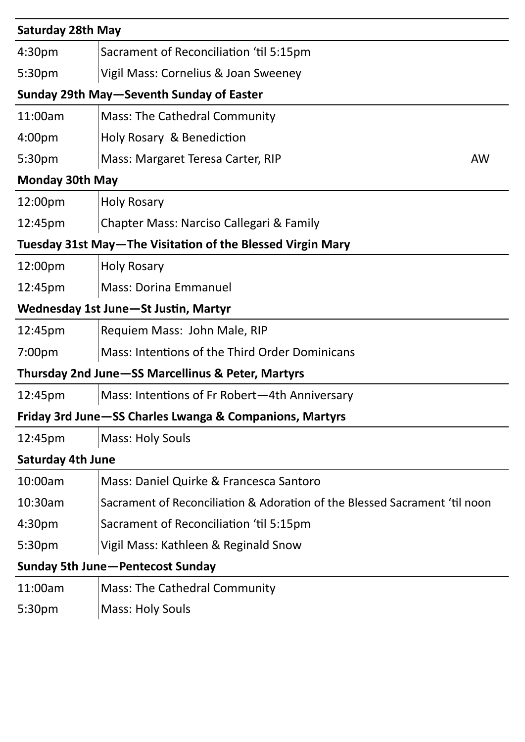| | | |
|---|---|---|
| **Saturday 28th May** | | |
| 4:30pm | Sacrament of Reconciliation 'til 5:15pm | |
| 5:30pm | Vigil Mass: Cornelius & Joan Sweeney | |
| **Sunday 29th May—Seventh Sunday of Easter** | | |
| 11:00am | Mass: The Cathedral Community | |
| 4:00pm | Holy Rosary & Benediction | |
| 5:30pm | Mass: Margaret Teresa Carter, RIP | AW |
| **Monday 30th May** | | |
| 12:00pm | Holy Rosary | |
| 12:45pm | Chapter Mass: Narciso Callegari & Family | |
| **Tuesday 31st May—The Visitation of the Blessed Virgin Mary** | | |
| 12:00pm | Holy Rosary | |
| 12:45pm | Mass: Dorina Emmanuel | |
| **Wednesday 1st June—St Justin, Martyr** | | |
| 12:45pm | Requiem Mass: John Male, RIP | |
| 7:00pm | Mass: Intentions of the Third Order Dominicans | |
| **Thursday 2nd June—SS Marcellinus & Peter, Martyrs** | | |
| 12:45pm | Mass: Intentions of Fr Robert—4th Anniversary | |
| **Friday 3rd June—SS Charles Lwanga & Companions, Martyrs** | | |
| 12:45pm | Mass: Holy Souls | |
| **Saturday 4th June** | | |
| 10:00am | Mass: Daniel Quirke & Francesca Santoro | |
| 10:30am | Sacrament of Reconciliation & Adoration of the Blessed Sacrament 'til noon | |
| 4:30pm | Sacrament of Reconciliation 'til 5:15pm | |
| 5:30pm | Vigil Mass: Kathleen & Reginald Snow | |
| **Sunday 5th June—Pentecost Sunday** | | |
| 11:00am | Mass: The Cathedral Community | |
| 5:30pm | Mass: Holy Souls | |